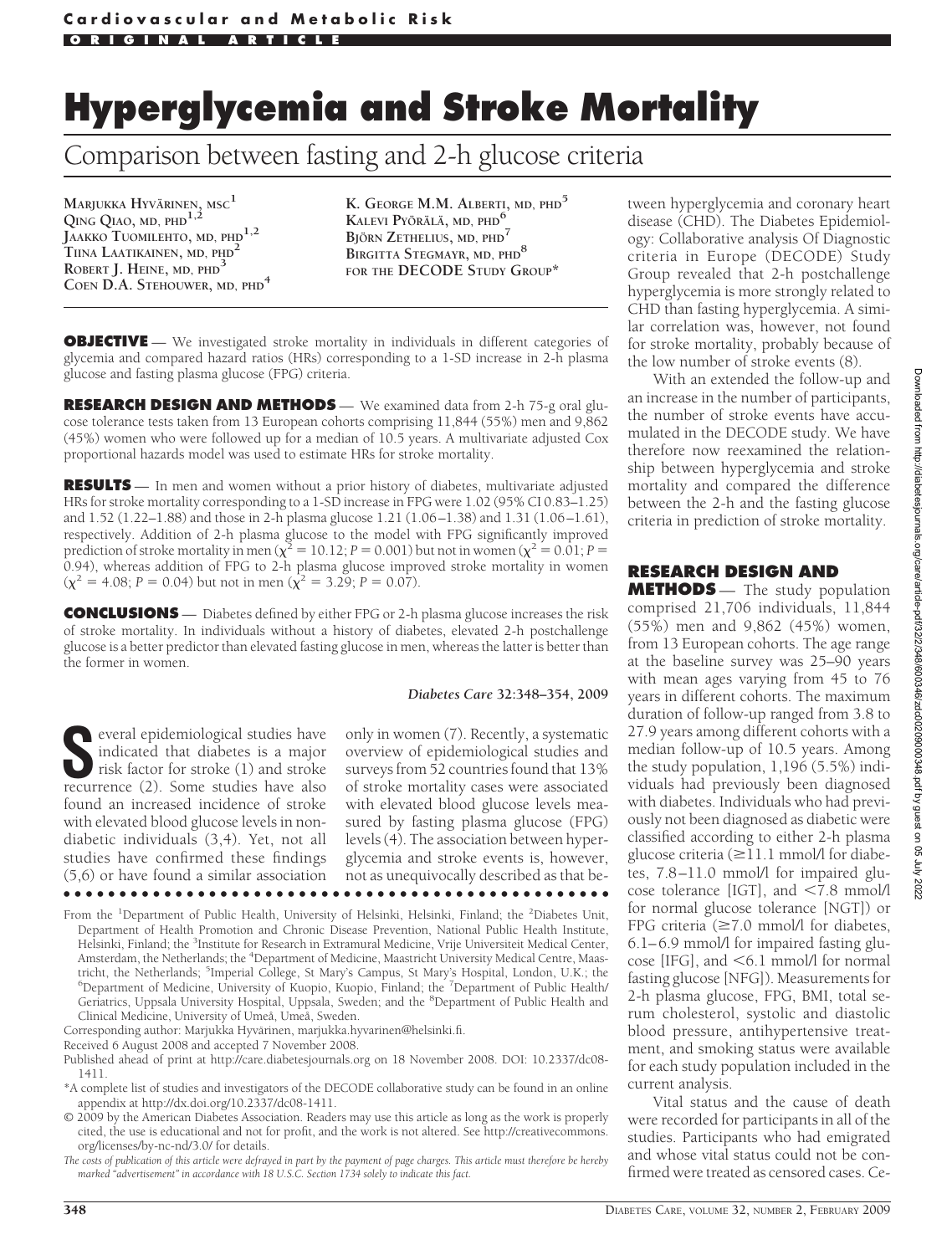Cardiovascular and Metabolic Risk

ORIGINAL ARTICLE

# Hyperglycemia and Stroke Mortality

## Comparison between fasting and 2-h glucose criteria

**MARJUKKA HYVÄRINEN, MSC[1]**
**QING QIAO, MD, PHD[1,2]**
**JAAKKO TUOMILEHTO, MD, PHD[1,2]**
**TIINA LAATIKAINEN, MD, PHD[2]**
**ROBERT J. HEINE, MD, PHD[3]**
**COEN D.A. STEHOUWER, MD, PHD[4]**
**K. GEORGE M.M. ALBERTI, MD, PHD[5]**
**KALEVI PYÖRÄLÄ, MD, PHD[6]**
**BJÖRN ZETHELIUS, MD, PHD[7]**
**BIRGITTA STEGMAYR, MD, PHD[8]**
**FOR THE DECODE STUDY GROUP***

**OBJECTIVE** — We investigated stroke mortality in individuals in different categories of glycemia and compared hazard ratios (HRs) corresponding to a 1-SD increase in 2-h plasma glucose and fasting plasma glucose (FPG) criteria.

**RESEARCH DESIGN AND METHODS** — We examined data from 2-h 75-g oral glucose tolerance tests taken from 13 European cohorts comprising 11,844 (55%) men and 9,862 (45%) women who were followed up for a median of 10.5 years. A multivariate adjusted Cox proportional hazards model was used to estimate HRs for stroke mortality.

**RESULTS** — In men and women without a prior history of diabetes, multivariate adjusted HRs for stroke mortality corresponding to a 1-SD increase in FPG were 1.02 (95% CI 0.83–1.25) and 1.52 (1.22–1.88) and those in 2-h plasma glucose 1.21 (1.06–1.38) and 1.31 (1.06–1.61), respectively. Addition of 2-h plasma glucose to the model with FPG significantly improved prediction of stroke mortality in men ($\chi^2 = 10.12$; $P = 0.001$) but not in women ($\chi^2 = 0.01$; $P = 0.94$), whereas addition of FPG to 2-h plasma glucose improved stroke mortality in women ($\chi^2 = 4.08$; $P = 0.04$) but not in men ($\chi^2 = 3.29$; $P = 0.07$).

**CONCLUSIONS** — Diabetes defined by either FPG or 2-h plasma glucose increases the risk of stroke mortality. In individuals without a history of diabetes, elevated 2-h postchallenge glucose is a better predictor than elevated fasting glucose in men, whereas the latter is better than the former in women.

*Diabetes Care* 32:348–354, 2009

Several epidemiological studies have indicated that diabetes is a major risk factor for stroke (1) and stroke recurrence (2). Some studies have also found an increased incidence of stroke with elevated blood glucose levels in nondiabetic individuals (3,4). Yet, not all studies have confirmed these findings (5,6) or have found a similar association only in women (7). Recently, a systematic overview of epidemiological studies and surveys from 52 countries found that 13% of stroke mortality cases were associated with elevated blood glucose levels measured by fasting plasma glucose (FPG) levels (4). The association between hyperglycemia and stroke events is, however, not as unequivocally described as that between hyperglycemia and coronary heart disease (CHD). The Diabetes Epidemiology: Collaborative analysis Of Diagnostic criteria in Europe (DECODE) Study Group revealed that 2-h postchallenge hyperglycemia is more strongly related to CHD than fasting hyperglycemia. A similar correlation was, however, not found for stroke mortality, probably because of the low number of stroke events (8).

With an extended the follow-up and an increase in the number of participants, the number of stroke events have accumulated in the DECODE study. We have therefore now reexamined the relationship between hyperglycemia and stroke mortality and compared the difference between the 2-h and the fasting glucose criteria in prediction of stroke mortality.

## RESEARCH DESIGN AND METHODS

The study population comprised 21,706 individuals, 11,844 (55%) men and 9,862 (45%) women, from 13 European cohorts. The age range at the baseline survey was 25–90 years with mean ages varying from 45 to 76 years in different cohorts. The maximum duration of follow-up ranged from 3.8 to 27.9 years among different cohorts with a median follow-up of 10.5 years. Among the study population, 1,196 (5.5%) individuals had previously been diagnosed with diabetes. Individuals who had previously not been diagnosed as diabetic were classified according to either 2-h plasma glucose criteria (≥11.1 mmol/l for diabetes, 7.8–11.0 mmol/l for impaired glucose tolerance [IGT], and <7.8 mmol/l for normal glucose tolerance [NGT]) or FPG criteria (≥7.0 mmol/l for diabetes, 6.1–6.9 mmol/l for impaired fasting glucose [IFG], and <6.1 mmol/l for normal fasting glucose [NFG]). Measurements for 2-h plasma glucose, FPG, BMI, total serum cholesterol, systolic and diastolic blood pressure, antihypertensive treatment, and smoking status were available for each study population included in the current analysis.

Vital status and the cause of death were recorded for participants in all of the studies. Participants who had emigrated and whose vital status could not be confirmed were treated as censored cases. Ce-

From the [1]Department of Public Health, University of Helsinki, Helsinki, Finland; the [2]Diabetes Unit, Department of Health Promotion and Chronic Disease Prevention, National Public Health Institute, Helsinki, Finland; the [3]Institute for Research in Extramural Medicine, Vrije Universiteit Medical Center, Amsterdam, the Netherlands; the [4]Department of Medicine, Maastricht University Medical Centre, Maastricht, the Netherlands; [5]Imperial College, St Mary's Campus, St Mary's Hospital, London, U.K.; the [6]Department of Medicine, University of Kuopio, Kuopio, Finland; the [7]Department of Public Health/Geriatrics, Uppsala University Hospital, Uppsala, Sweden; and the [8]Department of Public Health and Clinical Medicine, University of Umeå, Umeå, Sweden.

Corresponding author: Marjukka Hyvärinen, marjukka.hyvarinen@helsinki.fi.

Received 6 August 2008 and accepted 7 November 2008.

Published ahead of print at http://care.diabetesjournals.org on 18 November 2008. DOI: 10.2337/dc08-1411.

*A complete list of studies and investigators of the DECODE collaborative study can be found in an online appendix at http://dx.doi.org/10.2337/dc08-1411.

© 2009 by the American Diabetes Association. Readers may use this article as long as the work is properly cited, the use is educational and not for profit, and the work is not altered. See http://creativecommons.org/licenses/by-nc-nd/3.0/ for details.

*The costs of publication of this article were defrayed in part by the payment of page charges. This article must therefore be hereby marked "advertisement" in accordance with 18 U.S.C. Section 1734 solely to indicate this fact.*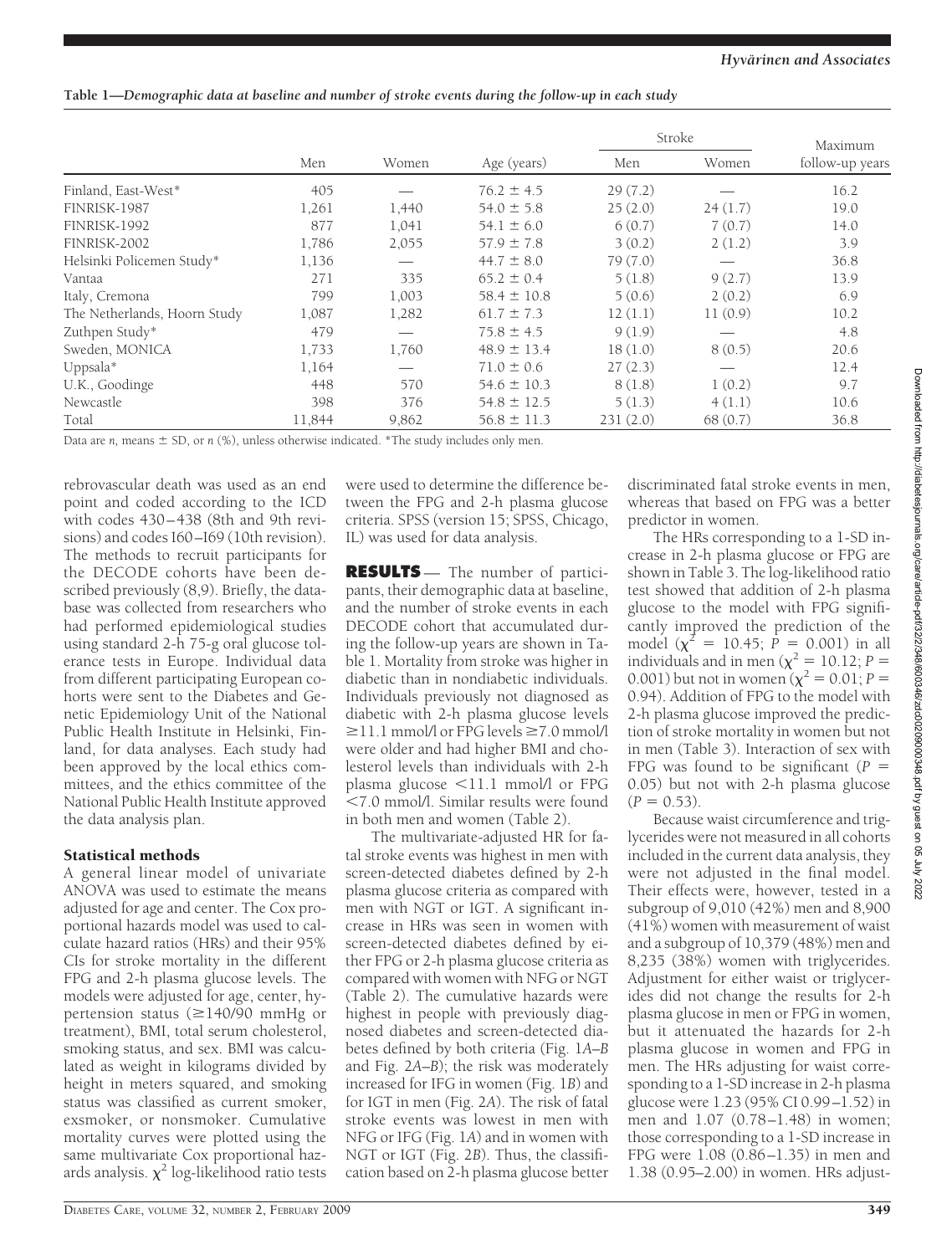**Table 1—Demographic data at baseline and number of stroke events during the follow-up in each study**

| | Men | Women | Age (years) | Stroke | | Maximum follow-up years |
|---|---|---|---|---|---|---|
| | | | | Men | Women | |
| Finland, East-West* | 405 | — | 76.2 ± 4.5 | 29 (7.2) | — | 16.2 |
| FINRISK-1987 | 1,261 | 1,440 | 54.0 ± 5.8 | 25 (2.0) | 24 (1.7) | 19.0 |
| FINRISK-1992 | 877 | 1,041 | 54.1 ± 6.0 | 6 (0.7) | 7 (0.7) | 14.0 |
| FINRISK-2002 | 1,786 | 2,055 | 57.9 ± 7.8 | 3 (0.2) | 2 (1.2) | 3.9 |
| Helsinki Policemen Study* | 1,136 | — | 44.7 ± 8.0 | 79 (7.0) | — | 36.8 |
| Vantaa | 271 | 335 | 65.2 ± 0.4 | 5 (1.8) | 9 (2.7) | 13.9 |
| Italy, Cremona | 799 | 1,003 | 58.4 ± 10.8 | 5 (0.6) | 2 (0.2) | 6.9 |
| The Netherlands, Hoorn Study | 1,087 | 1,282 | 61.7 ± 7.3 | 12 (1.1) | 11 (0.9) | 10.2 |
| Zuthpen Study* | 479 | — | 75.8 ± 4.5 | 9 (1.9) | — | 4.8 |
| Sweden, MONICA | 1,733 | 1,760 | 48.9 ± 13.4 | 18 (1.0) | 8 (0.5) | 20.6 |
| Uppsala* | 1,164 | — | 71.0 ± 0.6 | 27 (2.3) | — | 12.4 |
| U.K., Goodinge | 448 | 570 | 54.6 ± 10.3 | 8 (1.8) | 1 (0.2) | 9.7 |
| Newcastle | 398 | 376 | 54.8 ± 12.5 | 5 (1.3) | 4 (1.1) | 10.6 |
| Total | 11,844 | 9,862 | 56.8 ± 11.3 | 231 (2.0) | 68 (0.7) | 36.8 |

Data are *n*, means ± SD, or *n* (%), unless otherwise indicated. *The study includes only men.

rebrovascular death was used as an end point and coded according to the ICD with codes 430–438 (8th and 9th revisions) and codes I60–I69 (10th revision). The methods to recruit participants for the DECODE cohorts have been described previously (8,9). Briefly, the database was collected from researchers who had performed epidemiological studies using standard 2-h 75-g oral glucose tolerance tests in Europe. Individual data from different participating European cohorts were sent to the Diabetes and Genetic Epidemiology Unit of the National Public Health Institute in Helsinki, Finland, for data analyses. Each study had been approved by the local ethics committees, and the ethics committee of the National Public Health Institute approved the data analysis plan.

### Statistical methods

A general linear model of univariate ANOVA was used to estimate the means adjusted for age and center. The Cox proportional hazards model was used to calculate hazard ratios (HRs) and their 95% CIs for stroke mortality in the different FPG and 2-h plasma glucose levels. The models were adjusted for age, center, hypertension status (≥140/90 mmHg or treatment), BMI, total serum cholesterol, smoking status, and sex. BMI was calculated as weight in kilograms divided by height in meters squared, and smoking status was classified as current smoker, exsmoker, or nonsmoker. Cumulative mortality curves were plotted using the same multivariate Cox proportional hazards analysis. $\chi^2$ log-likelihood ratio tests were used to determine the difference between the FPG and 2-h plasma glucose criteria. SPSS (version 15; SPSS, Chicago, IL) was used for data analysis.

**RESULTS** — The number of participants, their demographic data at baseline, and the number of stroke events in each DECODE cohort that accumulated during the follow-up years are shown in Table 1. Mortality from stroke was higher in diabetic than in nondiabetic individuals. Individuals previously not diagnosed as diabetic with 2-h plasma glucose levels ≥11.1 mmol/l or FPG levels ≥7.0 mmol/l were older and had higher BMI and cholesterol levels than individuals with 2-h plasma glucose <11.1 mmol/l or FPG <7.0 mmol/l. Similar results were found in both men and women (Table 2).

The multivariate-adjusted HR for fatal stroke events was highest in men with screen-detected diabetes defined by 2-h plasma glucose criteria as compared with men with NGT or IGT. A significant increase in HRs was seen in women with screen-detected diabetes defined by either FPG or 2-h plasma glucose criteria as compared with women with NFG or NGT (Table 2). The cumulative hazards were highest in people with previously diagnosed diabetes and screen-detected diabetes defined by both criteria (Fig. 1*A–B* and Fig. 2*A–B*); the risk was moderately increased for IFG in women (Fig. 1*B*) and for IGT in men (Fig. 2*A*). The risk of fatal stroke events was lowest in men with NFG or IFG (Fig. 1*A*) and in women with NGT or IGT (Fig. 2*B*). Thus, the classification based on 2-h plasma glucose better discriminated fatal stroke events in men, whereas that based on FPG was a better predictor in women.

The HRs corresponding to a 1-SD increase in 2-h plasma glucose or FPG are shown in Table 3. The log-likelihood ratio test showed that addition of 2-h plasma glucose to the model with FPG significantly improved the prediction of the model ($\chi^2$ = 10.45; $P$ = 0.001) in all individuals and in men ($\chi^2$ = 10.12; $P$ = 0.001) but not in women ($\chi^2$ = 0.01; $P$ = 0.94). Addition of FPG to the model with 2-h plasma glucose improved the prediction of stroke mortality in women but not in men (Table 3). Interaction of sex with FPG was found to be significant ($P$ = 0.05) but not with 2-h plasma glucose ($P$ = 0.53).

Because waist circumference and triglycerides were not measured in all cohorts included in the current data analysis, they were not adjusted in the final model. Their effects were, however, tested in a subgroup of 9,010 (42%) men and 8,900 (41%) women with measurement of waist and a subgroup of 10,379 (48%) men and 8,235 (38%) women with triglycerides. Adjustment for either waist or triglycerides did not change the results for 2-h plasma glucose in men or FPG in women, but it attenuated the hazards for 2-h plasma glucose in women and FPG in men. The HRs adjusting for waist corresponding to a 1-SD increase in 2-h plasma glucose were 1.23 (95% CI 0.99–1.52) in men and 1.07 (0.78–1.48) in women; those corresponding to a 1-SD increase in FPG were 1.08 (0.86–1.35) in men and 1.38 (0.95–2.00) in women. HRs adjust-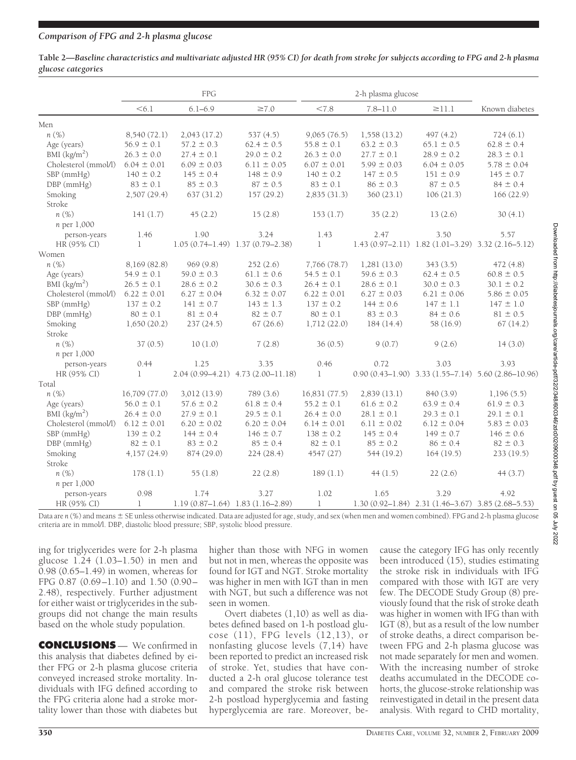**Table 2—Baseline characteristics and multivariate adjusted HR (95% CI) for death from stroke for subjects according to FPG and 2-h plasma glucose categories**

| | FPG | | | 2-h plasma glucose | | | |
|---|---|---|---|---|---|---|---|
| | <6.1 | 6.1–6.9 | ≥7.0 | <7.8 | 7.8–11.0 | ≥11.1 | Known diabetes |
| **Men** | | | | | | | |
| n (%) | 8,540 (72.1) | 2,043 (17.2) | 537 (4.5) | 9,065 (76.5) | 1,558 (13.2) | 497 (4.2) | 724 (6.1) |
| Age (years) | 56.9 ± 0.1 | 57.2 ± 0.3 | 62.4 ± 0.5 | 55.8 ± 0.1 | 63.2 ± 0.3 | 65.1 ± 0.5 | 62.8 ± 0.4 |
| BMI (kg/m$^2$) | 26.3 ± 0.0 | 27.4 ± 0.1 | 29.0 ± 0.2 | 26.3 ± 0.0 | 27.7 ± 0.1 | 28.9 ± 0.2 | 28.3 ± 0.1 |
| Cholesterol (mmol/l) | 6.04 ± 0.01 | 6.09 ± 0.03 | 6.11 ± 0.05 | 6.07 ± 0.01 | 5.99 ± 0.03 | 6.04 ± 0.05 | 5.78 ± 0.04 |
| SBP (mmHg) | 140 ± 0.2 | 145 ± 0.4 | 148 ± 0.9 | 140 ± 0.2 | 147 ± 0.5 | 151 ± 0.9 | 145 ± 0.7 |
| DBP (mmHg) | 83 ± 0.1 | 85 ± 0.3 | 87 ± 0.5 | 83 ± 0.1 | 86 ± 0.3 | 87 ± 0.5 | 84 ± 0.4 |
| Smoking | 2,507 (29.4) | 637 (31.2) | 157 (29.2) | 2,835 (31.3) | 360 (23.1) | 106 (21.3) | 166 (22.9) |
| Stroke | | | | | | | |
| n (%) | 141 (1.7) | 45 (2.2) | 15 (2.8) | 153 (1.7) | 35 (2.2) | 13 (2.6) | 30 (4.1) |
| n per 1,000 person-years | 1.46 | 1.90 | 3.24 | 1.43 | 2.47 | 3.50 | 5.57 |
| HR (95% CI) | 1 | 1.05 (0.74–1.49) | 1.37 (0.79–2.38) | 1 | 1.43 (0.97–2.11) | 1.82 (1.01–3.29) | 3.32 (2.16–5.12) |
| **Women** | | | | | | | |
| n (%) | 8,169 (82.8) | 969 (9.8) | 252 (2.6) | 7,766 (78.7) | 1,281 (13.0) | 343 (3.5) | 472 (4.8) |
| Age (years) | 54.9 ± 0.1 | 59.0 ± 0.3 | 61.1 ± 0.6 | 54.5 ± 0.1 | 59.6 ± 0.3 | 62.4 ± 0.5 | 60.8 ± 0.5 |
| BMI (kg/m$^2$) | 26.5 ± 0.1 | 28.6 ± 0.2 | 30.6 ± 0.3 | 26.4 ± 0.1 | 28.6 ± 0.1 | 30.0 ± 0.3 | 30.1 ± 0.2 |
| Cholesterol (mmol/l) | 6.22 ± 0.01 | 6.27 ± 0.04 | 6.32 ± 0.07 | 6.22 ± 0.01 | 6.27 ± 0.03 | 6.21 ± 0.06 | 5.86 ± 0.05 |
| SBP (mmHg) | 137 ± 0.2 | 141 ± 0.7 | 143 ± 1.3 | 137 ± 0.2 | 144 ± 0.6 | 147 ± 1.1 | 147 ± 1.0 |
| DBP (mmHg) | 80 ± 0.1 | 81 ± 0.4 | 82 ± 0.7 | 80 ± 0.1 | 83 ± 0.3 | 84 ± 0.6 | 81 ± 0.5 |
| Smoking | 1,650 (20.2) | 237 (24.5) | 67 (26.6) | 1,712 (22.0) | 184 (14.4) | 58 (16.9) | 67 (14.2) |
| Stroke | | | | | | | |
| n (%) | 37 (0.5) | 10 (1.0) | 7 (2.8) | 36 (0.5) | 9 (0.7) | 9 (2.6) | 14 (3.0) |
| n per 1,000 person-years | 0.44 | 1.25 | 3.35 | 0.46 | 0.72 | 3.03 | 3.93 |
| HR (95% CI) | 1 | 2.04 (0.99–4.21) | 4.73 (2.00–11.18) | 1 | 0.90 (0.43–1.90) | 3.33 (1.55–7.14) | 5.60 (2.86–10.96) |
| **Total** | | | | | | | |
| n (%) | 16,709 (77.0) | 3,012 (13.9) | 789 (3.6) | 16,831 (77.5) | 2,839 (13.1) | 840 (3.9) | 1,196 (5.5) |
| Age (years) | 56.0 ± 0.1 | 57.6 ± 0.2 | 61.8 ± 0.4 | 55.2 ± 0.1 | 61.6 ± 0.2 | 63.9 ± 0.4 | 61.9 ± 0.3 |
| BMI (kg/m$^2$) | 26.4 ± 0.0 | 27.9 ± 0.1 | 29.5 ± 0.1 | 26.4 ± 0.0 | 28.1 ± 0.1 | 29.3 ± 0.1 | 29.1 ± 0.1 |
| Cholesterol (mmol/l) | 6.12 ± 0.01 | 6.20 ± 0.02 | 6.20 ± 0.04 | 6.14 ± 0.01 | 6.11 ± 0.02 | 6.12 ± 0.04 | 5.83 ± 0.03 |
| SBP (mmHg) | 139 ± 0.2 | 144 ± 0.4 | 146 ± 0.7 | 138 ± 0.2 | 145 ± 0.4 | 149 ± 0.7 | 146 ± 0.6 |
| DBP (mmHg) | 82 ± 0.1 | 83 ± 0.2 | 85 ± 0.4 | 82 ± 0.1 | 85 ± 0.2 | 86 ± 0.4 | 82 ± 0.3 |
| Smoking | 4,157 (24.9) | 874 (29.0) | 224 (28.4) | 4547 (27) | 544 (19.2) | 164 (19.5) | 233 (19.5) |
| Stroke | | | | | | | |
| n (%) | 178 (1.1) | 55 (1.8) | 22 (2.8) | 189 (1.1) | 44 (1.5) | 22 (2.6) | 44 (3.7) |
| n per 1,000 person-years | 0.98 | 1.74 | 3.27 | 1.02 | 1.65 | 3.29 | 4.92 |
| HR (95% CI) | 1 | 1.19 (0.87–1.64) | 1.83 (1.16–2.89) | 1 | 1.30 (0.92–1.84) | 2.31 (1.46–3.67) | 3.85 (2.68–5.53) |

Data are n (%) and means ± SE unless otherwise indicated. Data are adjusted for age, study, and sex (when men and women combined). FPG and 2-h plasma glucose criteria are in mmol/l. DBP, diastolic blood pressure; SBP, systolic blood pressure.

ing for triglycerides were for 2-h plasma glucose 1.24 (1.03–1.50) in men and 0.98 (0.65–1.49) in women, whereas for FPG 0.87 (0.69–1.10) and 1.50 (0.90–2.48), respectively. Further adjustment for either waist or triglycerides in the subgroups did not change the main results based on the whole study population.

## CONCLUSIONS

We confirmed in this analysis that diabetes defined by either FPG or 2-h plasma glucose criteria conveyed increased stroke mortality. Individuals with IFG defined according to the FPG criteria alone had a stroke mortality lower than those with diabetes but higher than those with NFG in women but not in men, whereas the opposite was found for IGT and NGT. Stroke mortality was higher in men with IGT than in men with NGT, but such a difference was not seen in women.

Overt diabetes (1,10) as well as diabetes defined based on 1-h postload glucose (11), FPG levels (12,13), or nonfasting glucose levels (7,14) have been reported to predict an increased risk of stroke. Yet, studies that have conducted a 2-h oral glucose tolerance test and compared the stroke risk between 2-h postload hyperglycemia and fasting hyperglycemia are rare. Moreover, because the category IFG has only recently been introduced (15), studies estimating the stroke risk in individuals with IFG compared with those with IGT are very few. The DECODE Study Group (8) previously found that the risk of stroke death was higher in women with IFG than with IGT (8), but as a result of the low number of stroke deaths, a direct comparison between FPG and 2-h plasma glucose was not made separately for men and women. With the increasing number of stroke deaths accumulated in the DECODE cohorts, the glucose-stroke relationship was reinvestigated in detail in the present data analysis. With regard to CHD mortality,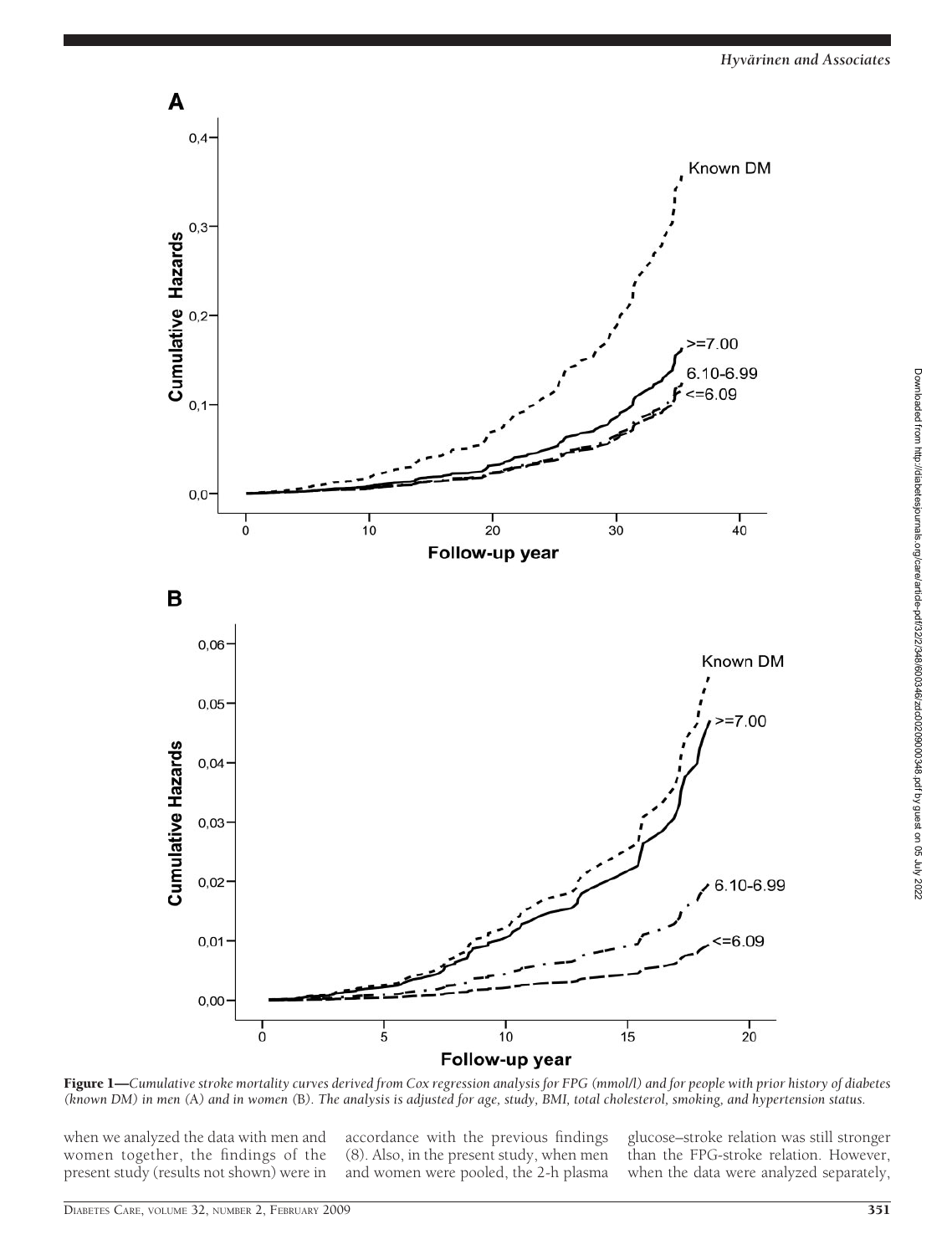**Figure 1**—*Cumulative stroke mortality curves derived from Cox regression analysis for FPG (mmol/l) and for people with prior history of diabetes (known DM) in men (A) and in women (B). The analysis is adjusted for age, study, BMI, total cholesterol, smoking, and hypertension status.*

when we analyzed the data with men and women together, the findings of the present study (results not shown) were in accordance with the previous findings (8). Also, in the present study, when men and women were pooled, the 2-h plasma glucose–stroke relation was still stronger than the FPG-stroke relation. However, when the data were analyzed separately,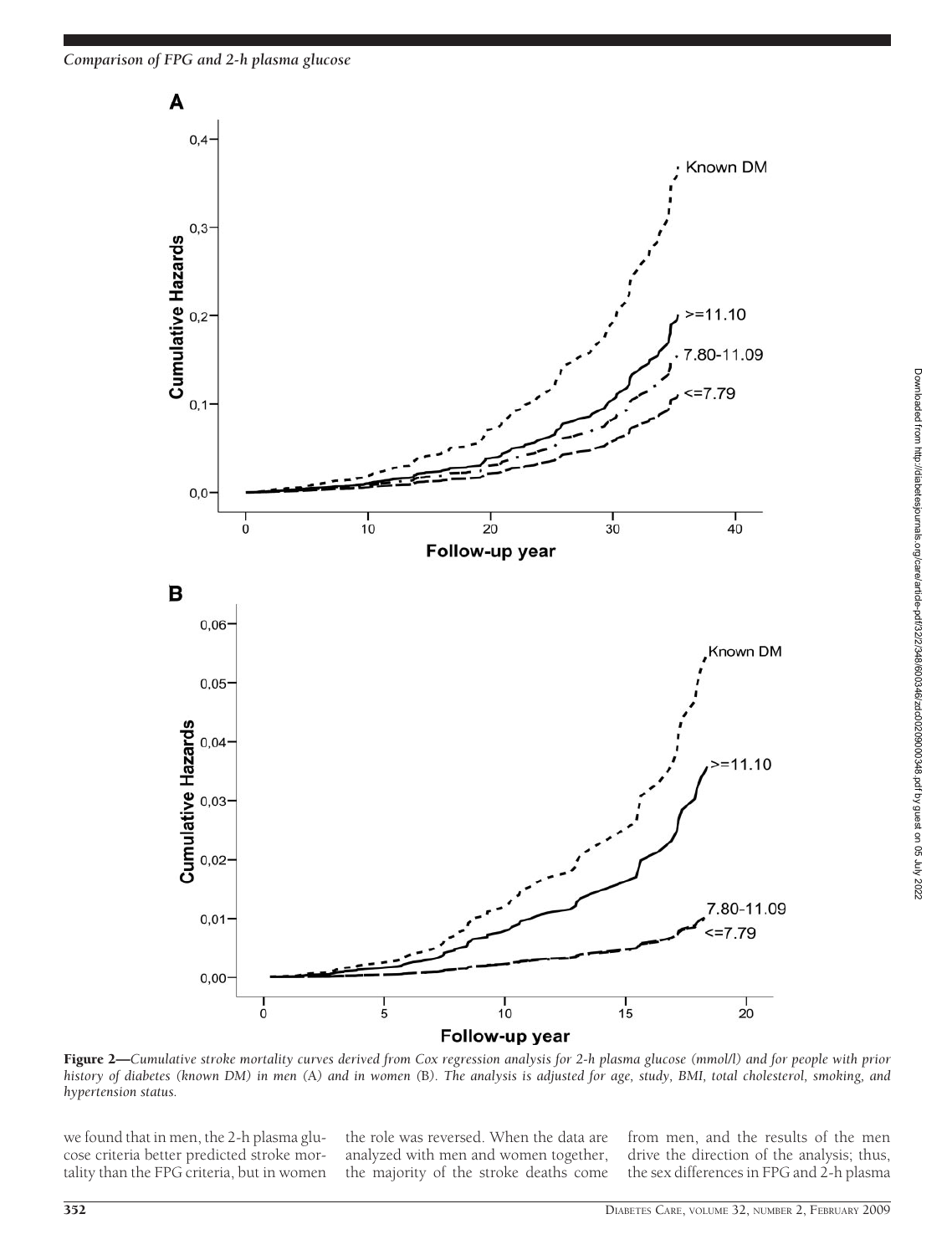**Figure 2**—*Cumulative stroke mortality curves derived from Cox regression analysis for 2-h plasma glucose (mmol/l) and for people with prior history of diabetes (known DM) in men (A) and in women (B). The analysis is adjusted for age, study, BMI, total cholesterol, smoking, and hypertension status.*

we found that in men, the 2-h plasma glucose criteria better predicted stroke mortality than the FPG criteria, but in women the role was reversed. When the data are analyzed with men and women together, the majority of the stroke deaths come from men, and the results of the men drive the direction of the analysis; thus, the sex differences in FPG and 2-h plasma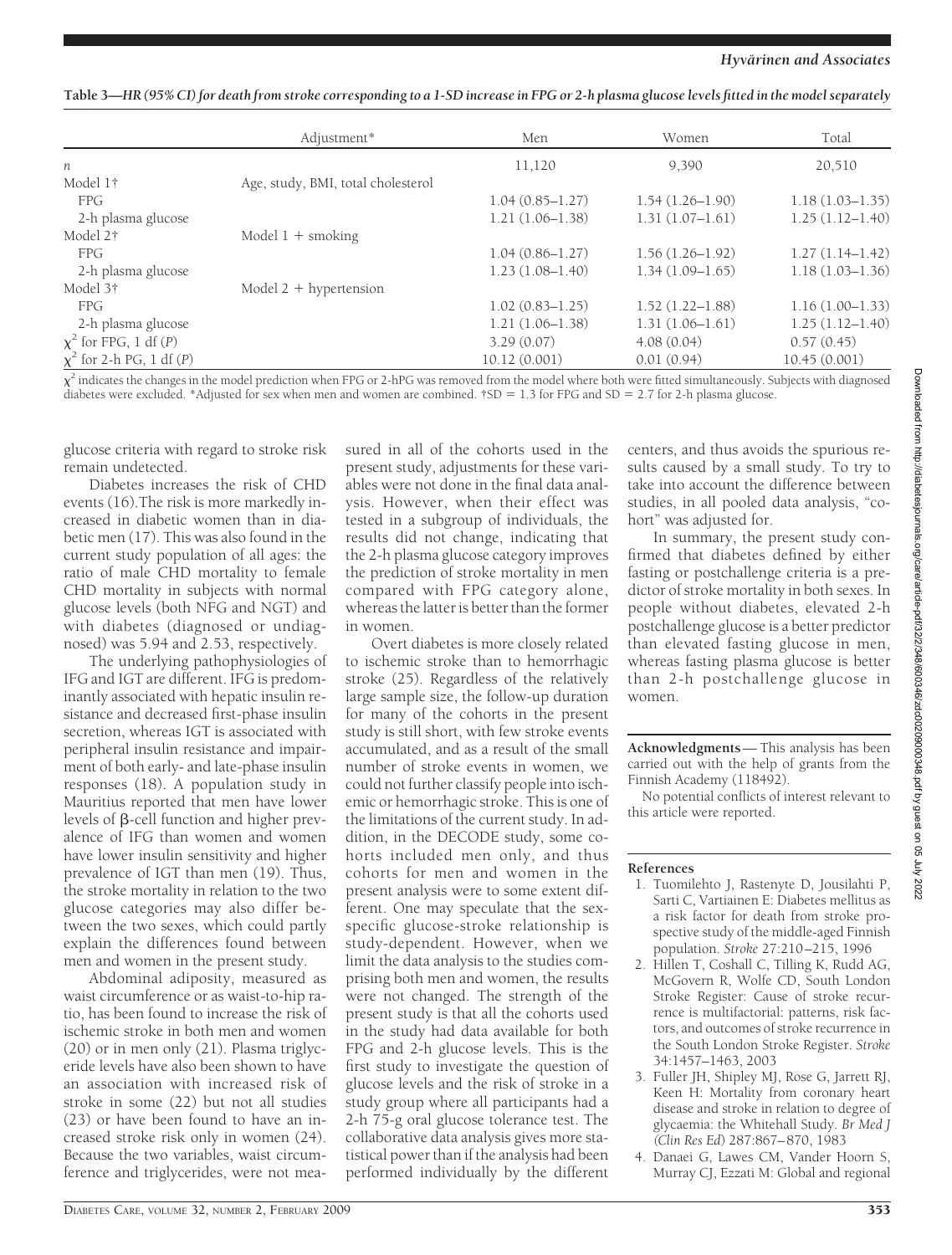**Table 3—HR (95% CI) for death from stroke corresponding to a 1-SD increase in FPG or 2-h plasma glucose levels fitted in the model separately**

| | Adjustment* | Men | Women | Total |
|---|---|---|---|---|
| *n* | | 11,120 | 9,390 | 20,510 |
| Model 1† | Age, study, BMI, total cholesterol | | | |
| FPG | | 1.04 (0.85–1.27) | 1.54 (1.26–1.90) | 1.18 (1.03–1.35) |
| 2-h plasma glucose | | 1.21 (1.06–1.38) | 1.31 (1.07–1.61) | 1.25 (1.12–1.40) |
| Model 2† | Model 1 + smoking | | | |
| FPG | | 1.04 (0.86–1.27) | 1.56 (1.26–1.92) | 1.27 (1.14–1.42) |
| 2-h plasma glucose | | 1.23 (1.08–1.40) | 1.34 (1.09–1.65) | 1.18 (1.03–1.36) |
| Model 3† | Model 2 + hypertension | | | |
| FPG | | 1.02 (0.83–1.25) | 1.52 (1.22–1.88) | 1.16 (1.00–1.33) |
| 2-h plasma glucose | | 1.21 (1.06–1.38) | 1.31 (1.06–1.61) | 1.25 (1.12–1.40) |
| $\chi^2$ for FPG, 1 df (*P*) | | 3.29 (0.07) | 4.08 (0.04) | 0.57 (0.45) |
| $\chi^2$ for 2-h PG, 1 df (*P*) | | 10.12 (0.001) | 0.01 (0.94) | 10.45 (0.001) |

$\chi^2$ indicates the changes in the model prediction when FPG or 2-hPG was removed from the model where both were fitted simultaneously. Subjects with diagnosed diabetes were excluded. *Adjusted for sex when men and women are combined. †SD = 1.3 for FPG and SD = 2.7 for 2-h plasma glucose.

glucose criteria with regard to stroke risk remain undetected.

Diabetes increases the risk of CHD events (16). The risk is more markedly increased in diabetic women than in diabetic men (17). This was also found in the current study population of all ages: the ratio of male CHD mortality to female CHD mortality in subjects with normal glucose levels (both NFG and NGT) and with diabetes (diagnosed or undiagnosed) was 5.94 and 2.53, respectively.

The underlying pathophysiologies of IFG and IGT are different. IFG is predominantly associated with hepatic insulin resistance and decreased first-phase insulin secretion, whereas IGT is associated with peripheral insulin resistance and impairment of both early- and late-phase insulin responses (18). A population study in Mauritius reported that men have lower levels of β-cell function and higher prevalence of IFG than women and women have lower insulin sensitivity and higher prevalence of IGT than men (19). Thus, the stroke mortality in relation to the two glucose categories may also differ between the two sexes, which could partly explain the differences found between men and women in the present study.

Abdominal adiposity, measured as waist circumference or as waist-to-hip ratio, has been found to increase the risk of ischemic stroke in both men and women (20) or in men only (21). Plasma triglyceride levels have also been shown to have an association with increased risk of stroke in some (22) but not all studies (23) or have been found to have an increased stroke risk only in women (24). Because the two variables, waist circumference and triglycerides, were not measured in all of the cohorts used in the present study, adjustments for these variables were not done in the final data analysis. However, when their effect was tested in a subgroup of individuals, the results did not change, indicating that the 2-h plasma glucose category improves the prediction of stroke mortality in men compared with FPG category alone, whereas the latter is better than the former in women.

Overt diabetes is more closely related to ischemic stroke than to hemorrhagic stroke (25). Regardless of the relatively large sample size, the follow-up duration for many of the cohorts in the present study is still short, with few stroke events accumulated, and as a result of the small number of stroke events in women, we could not further classify people into ischemic or hemorrhagic stroke. This is one of the limitations of the current study. In addition, in the DECODE study, some cohorts included men only, and thus cohorts for men and women in the present analysis were to some extent different. One may speculate that the sex-specific glucose-stroke relationship is study-dependent. However, when we limit the data analysis to the studies comprising both men and women, the results were not changed. The strength of the present study is that all the cohorts used in the study had data available for both FPG and 2-h glucose levels. This is the first study to investigate the question of glucose levels and the risk of stroke in a study group where all participants had a 2-h 75-g oral glucose tolerance test. The collaborative data analysis gives more statistical power than if the analysis had been performed individually by the different centers, and thus avoids the spurious results caused by a small study. To try to take into account the difference between studies, in all pooled data analysis, "cohort" was adjusted for.

In summary, the present study confirmed that diabetes defined by either fasting or postchallenge criteria is a predictor of stroke mortality in both sexes. In people without diabetes, elevated 2-h postchallenge glucose is a better predictor than elevated fasting glucose in men, whereas fasting plasma glucose is better than 2-h postchallenge glucose in women.

**Acknowledgments**— This analysis has been carried out with the help of grants from the Finnish Academy (118492).

No potential conflicts of interest relevant to this article were reported.

## References

1. Tuomilehto J, Rastenyte D, Jousilahti P, Sarti C, Vartiainen E: Diabetes mellitus as a risk factor for death from stroke prospective study of the middle-aged Finnish population. *Stroke* 27:210–215, 1996
2. Hillen T, Coshall C, Tilling K, Rudd AG, McGovern R, Wolfe CD, South London Stroke Register: Cause of stroke recurrence is multifactorial: patterns, risk factors, and outcomes of stroke recurrence in the South London Stroke Register. *Stroke* 34:1457–1463, 2003
3. Fuller JH, Shipley MJ, Rose G, Jarrett RJ, Keen H: Mortality from coronary heart disease and stroke in relation to degree of glycaemia: the Whitehall Study. *Br Med J (Clin Res Ed)* 287:867–870, 1983
4. Danaei G, Lawes CM, Vander Hoorn S, Murray CJ, Ezzati M: Global and regional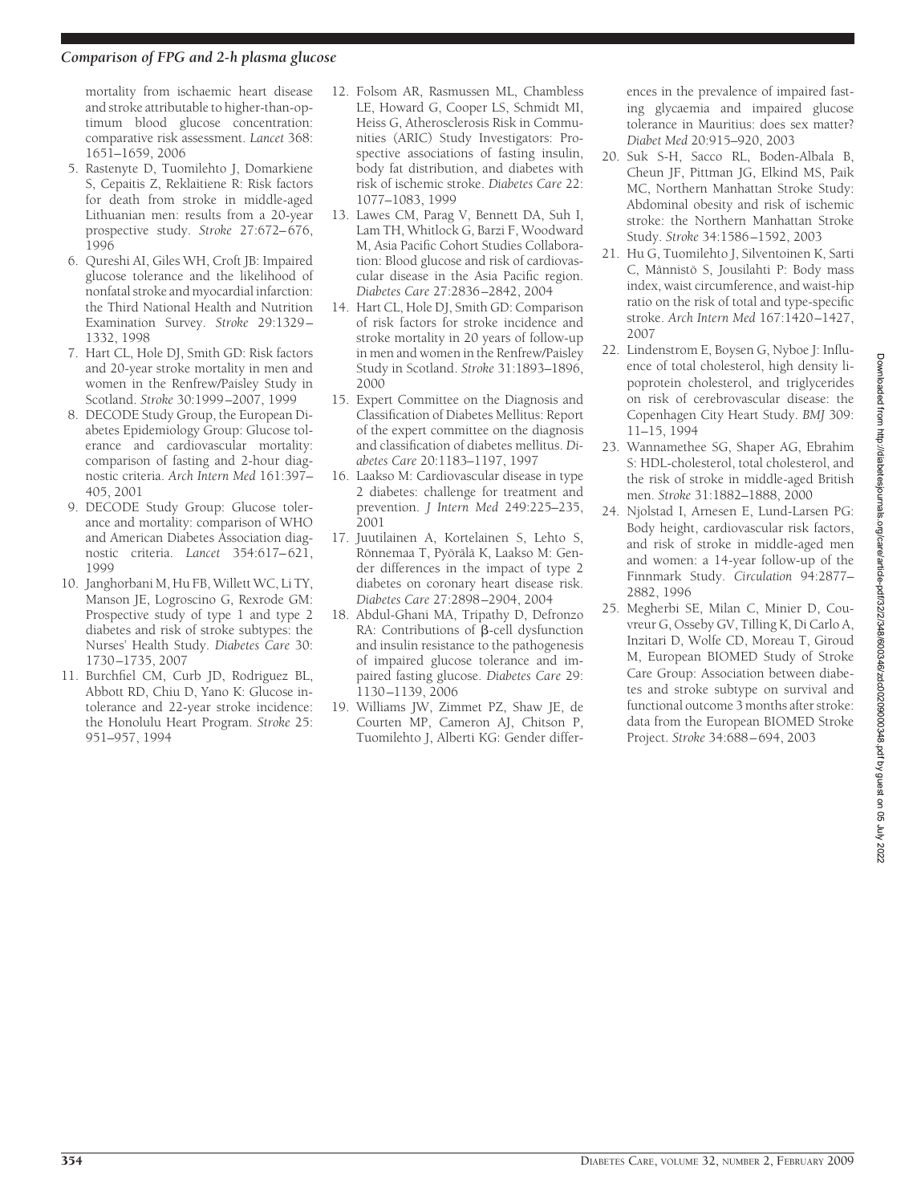mortality from ischaemic heart disease and stroke attributable to higher-than-optimum blood glucose concentration: comparative risk assessment. *Lancet* 368: 1651–1659, 2006

5. Rastenyte D, Tuomilehto J, Domarkiene S, Cepaitis Z, Reklaitiene R: Risk factors for death from stroke in middle-aged Lithuanian men: results from a 20-year prospective study. *Stroke* 27:672–676, 1996
6. Qureshi AI, Giles WH, Croft JB: Impaired glucose tolerance and the likelihood of nonfatal stroke and myocardial infarction: the Third National Health and Nutrition Examination Survey. *Stroke* 29:1329–1332, 1998
7. Hart CL, Hole DJ, Smith GD: Risk factors and 20-year stroke mortality in men and women in the Renfrew/Paisley Study in Scotland. *Stroke* 30:1999–2007, 1999
8. DECODE Study Group, the European Diabetes Epidemiology Group: Glucose tolerance and cardiovascular mortality: comparison of fasting and 2-hour diagnostic criteria. *Arch Intern Med* 161:397–405, 2001
9. DECODE Study Group: Glucose tolerance and mortality: comparison of WHO and American Diabetes Association diagnostic criteria. *Lancet* 354:617–621, 1999
10. Janghorbani M, Hu FB, Willett WC, Li TY, Manson JE, Logroscino G, Rexrode GM: Prospective study of type 1 and type 2 diabetes and risk of stroke subtypes: the Nurses' Health Study. *Diabetes Care* 30: 1730–1735, 2007
11. Burchfiel CM, Curb JD, Rodriguez BL, Abbott RD, Chiu D, Yano K: Glucose intolerance and 22-year stroke incidence: the Honolulu Heart Program. *Stroke* 25: 951–957, 1994
12. Folsom AR, Rasmussen ML, Chambless LE, Howard G, Cooper LS, Schmidt MI, Heiss G, Atherosclerosis Risk in Communities (ARIC) Study Investigators: Prospective associations of fasting insulin, body fat distribution, and diabetes with risk of ischemic stroke. *Diabetes Care* 22: 1077–1083, 1999
13. Lawes CM, Parag V, Bennett DA, Suh I, Lam TH, Whitlock G, Barzi F, Woodward M, Asia Pacific Cohort Studies Collaboration: Blood glucose and risk of cardiovascular disease in the Asia Pacific region. *Diabetes Care* 27:2836–2842, 2004
14. Hart CL, Hole DJ, Smith GD: Comparison of risk factors for stroke incidence and stroke mortality in 20 years of follow-up in men and women in the Renfrew/Paisley Study in Scotland. *Stroke* 31:1893–1896, 2000
15. Expert Committee on the Diagnosis and Classification of Diabetes Mellitus: Report of the expert committee on the diagnosis and classification of diabetes mellitus. *Diabetes Care* 20:1183–1197, 1997
16. Laakso M: Cardiovascular disease in type 2 diabetes: challenge for treatment and prevention. *J Intern Med* 249:225–235, 2001
17. Juutilainen A, Kortelainen S, Lehto S, Rönnemaa T, Pyörälä K, Laakso M: Gender differences in the impact of type 2 diabetes on coronary heart disease risk. *Diabetes Care* 27:2898–2904, 2004
18. Abdul-Ghani MA, Tripathy D, Defronzo RA: Contributions of β-cell dysfunction and insulin resistance to the pathogenesis of impaired glucose tolerance and impaired fasting glucose. *Diabetes Care* 29: 1130–1139, 2006
19. Williams JW, Zimmet PZ, Shaw JE, de Courten MP, Cameron AJ, Chitson P, Tuomilehto J, Alberti KG: Gender differences in the prevalence of impaired fasting glycaemia and impaired glucose tolerance in Mauritius: does sex matter? *Diabet Med* 20:915–920, 2003
20. Suk S-H, Sacco RL, Boden-Albala B, Cheun JF, Pittman JG, Elkind MS, Paik MC, Northern Manhattan Stroke Study: Abdominal obesity and risk of ischemic stroke: the Northern Manhattan Stroke Study. *Stroke* 34:1586–1592, 2003
21. Hu G, Tuomilehto J, Silventoinen K, Sarti C, Männistö S, Jousilahti P: Body mass index, waist circumference, and waist-hip ratio on the risk of total and type-specific stroke. *Arch Intern Med* 167:1420–1427, 2007
22. Lindenstrom E, Boysen G, Nyboe J: Influence of total cholesterol, high density lipoprotein cholesterol, and triglycerides on risk of cerebrovascular disease: the Copenhagen City Heart Study. *BMJ* 309: 11–15, 1994
23. Wannamethee SG, Shaper AG, Ebrahim S: HDL-cholesterol, total cholesterol, and the risk of stroke in middle-aged British men. *Stroke* 31:1882–1888, 2000
24. Njolstad I, Arnesen E, Lund-Larsen PG: Body height, cardiovascular risk factors, and risk of stroke in middle-aged men and women: a 14-year follow-up of the Finnmark Study. *Circulation* 94:2877–2882, 1996
25. Megherbi SE, Milan C, Minier D, Couvreur G, Osseby GV, Tilling K, Di Carlo A, Inzitari D, Wolfe CD, Moreau T, Giroud M, European BIOMED Study of Stroke Care Group: Association between diabetes and stroke subtype on survival and functional outcome 3 months after stroke: data from the European BIOMED Stroke Project. *Stroke* 34:688–694, 2003